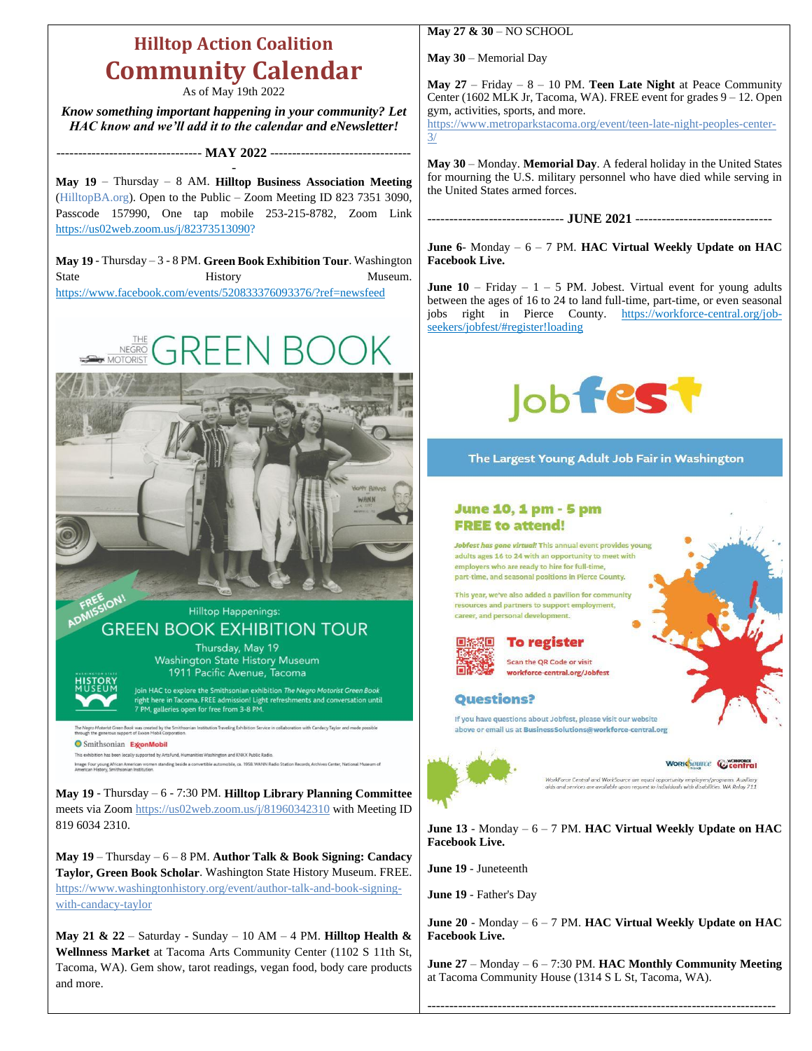# Hilltop Action Coalition
# Community Calendar

As of May 19th 2022

***Know something important happening in your community? Let HAC know and we'll add it to the calendar and eNewsletter!***

## --------------------------------- MAY 2022 ---------------------------------

**May 19** – Thursday – 8 AM. **Hilltop Business Association Meeting** (HilltopBA.org). Open to the Public – Zoom Meeting ID 823 7351 3090, Passcode 157990, One tap mobile 253-215-8782, Zoom Link https://us02web.zoom.us/j/82373513090?

**May 19** - Thursday – 3 - 8 PM. **Green Book Exhibition Tour**. Washington State History Museum. https://www.facebook.com/events/520833376093376/?ref=newsfeed

THE NEGRO MOTORIST GREEN BOOK

FREE ADMISSION!

Hilltop Happenings:

GREEN BOOK EXHIBITION TOUR

Thursday, May 19
Washington State History Museum
1911 Pacific Avenue, Tacoma

Join HAC to explore the Smithsonian exhibition *The Negro Motorist Green Book* right here in Tacoma. FREE admission! Light refreshments and conversation until 7 PM, galleries open for free from 3-8 PM.

The Negro Motorist Green Book was created by the Smithsonian Institution Traveling Exhibition Service in collaboration with Candacy Taylor and made possible through the generous support of Exxon Mobil Corporation.

Smithsonian ExxonMobil

This exhibition has been locally supported by ArtsFund, Humanities Washington and KNKX Public Radio.

Image: Four young African American women standing beside a convertible automobile, ca. 1958. WANN Radio Station Records, Archives Center, National Museum of American History, Smithsonian Institution.

**May 19** - Thursday – 6 - 7:30 PM. **Hilltop Library Planning Committee** meets via Zoom https://us02web.zoom.us/j/81960342310 with Meeting ID 819 6034 2310.

**May 19** – Thursday – 6 – 8 PM. **Author Talk & Book Signing: Candacy Taylor, Green Book Scholar**. Washington State History Museum. FREE. https://www.washingtonhistory.org/event/author-talk-and-book-signing-with-candacy-taylor

**May 21 & 22** – Saturday - Sunday – 10 AM – 4 PM. **Hilltop Health & Wellnness Market** at Tacoma Arts Community Center (1102 S 11th St, Tacoma, WA). Gem show, tarot readings, vegan food, body care products and more.

**May 27 & 30** – NO SCHOOL

**May 30** – Memorial Day

**May 27** – Friday – 8 – 10 PM. **Teen Late Night** at Peace Community Center (1602 MLK Jr, Tacoma, WA). FREE event for grades 9 – 12. Open gym, activities, sports, and more. https://www.metroparkstacoma.org/event/teen-late-night-peoples-center-3/

**May 30** – Monday. **Memorial Day**. A federal holiday in the United States for mourning the U.S. military personnel who have died while serving in the United States armed forces.

## ------------------------------- JUNE 2021 -------------------------------

**June 6**- Monday – 6 – 7 PM. **HAC Virtual Weekly Update on HAC Facebook Live.**

**June 10** – Friday – 1 – 5 PM. Jobest. Virtual event for young adults between the ages of 16 to 24 to land full-time, part-time, or even seasonal jobs right in Pierce County. https://workforce-central.org/job-seekers/jobfest/#register!loading

Jobfest

The Largest Young Adult Job Fair in Washington

**June 10, 1 pm - 5 pm**
**FREE to attend!**

***Jobfest has gone virtual!*** This annual event provides young adults ages 16 to 24 with an opportunity to meet with employers who are ready to hire for full-time, part-time, and seasonal positions in Pierce County.

This year, we've also added a pavilion for community resources and partners to support employment, career, and personal development.

**To register**
Scan the QR Code or visit **workforce-central.org/Jobfest**

**Questions?**
If you have questions about Jobfest, please visit our website above or email us at **BusinessSolutions@workforce-central.org**

WorkSource Pierce | Workforce Central

WorkForce Central and WorkSource are equal opportunity employers/programs. Auxiliary aids and services are available upon request to individuals with disabilities. WA Relay 711

**June 13** - Monday – 6 – 7 PM. **HAC Virtual Weekly Update on HAC Facebook Live.**

**June 19** - Juneteenth

**June 19** - Father's Day

**June 20** - Monday – 6 – 7 PM. **HAC Virtual Weekly Update on HAC Facebook Live.**

**June 27** – Monday – 6 – 7:30 PM. **HAC Monthly Community Meeting** at Tacoma Community House (1314 S L St, Tacoma, WA).

---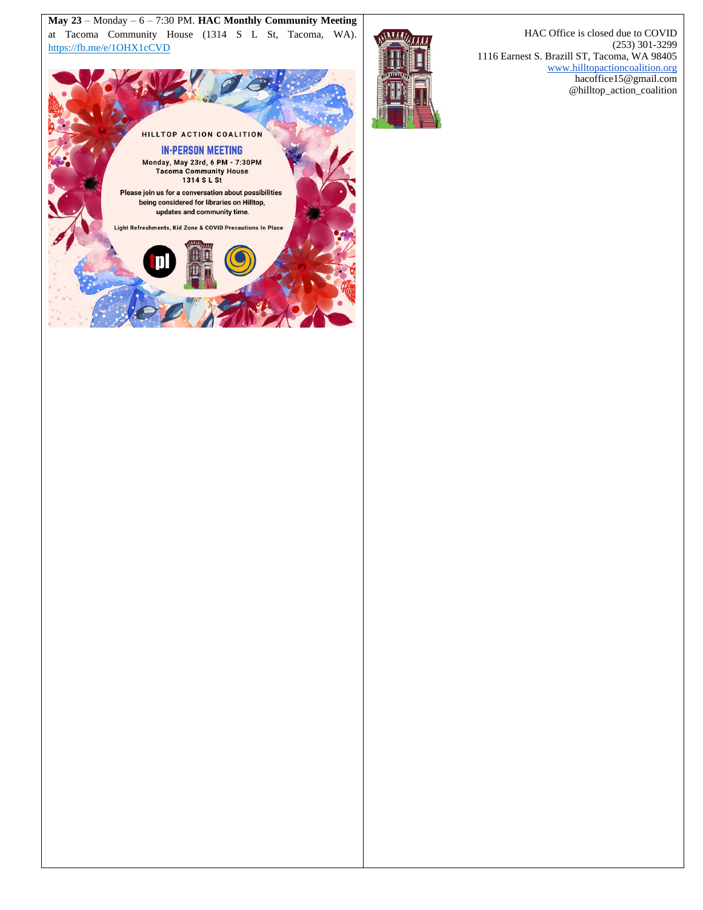**May 23** – Monday – 6 – 7:30 PM. **HAC Monthly Community Meeting** at Tacoma Community House (1314 S L St, Tacoma, WA). https://fb.me/e/1OHX1cCVD

HILLTOP ACTION COALITION

IN-PERSON MEETING

Monday, May 23rd, 6 PM - 7:30PM
Tacoma Community House
1314 S L St

Please join us for a conversation about possibilities being considered for libraries on Hilltop, updates and community time.

Light Refreshments, Kid Zone & COVID Precautions In Place

HAC Office is closed due to COVID
(253) 301-3299
1116 Earnest S. Brazill ST, Tacoma, WA 98405
www.hilltopactioncoalition.org
hacoffice15@gmail.com
@hilltop_action_coalition